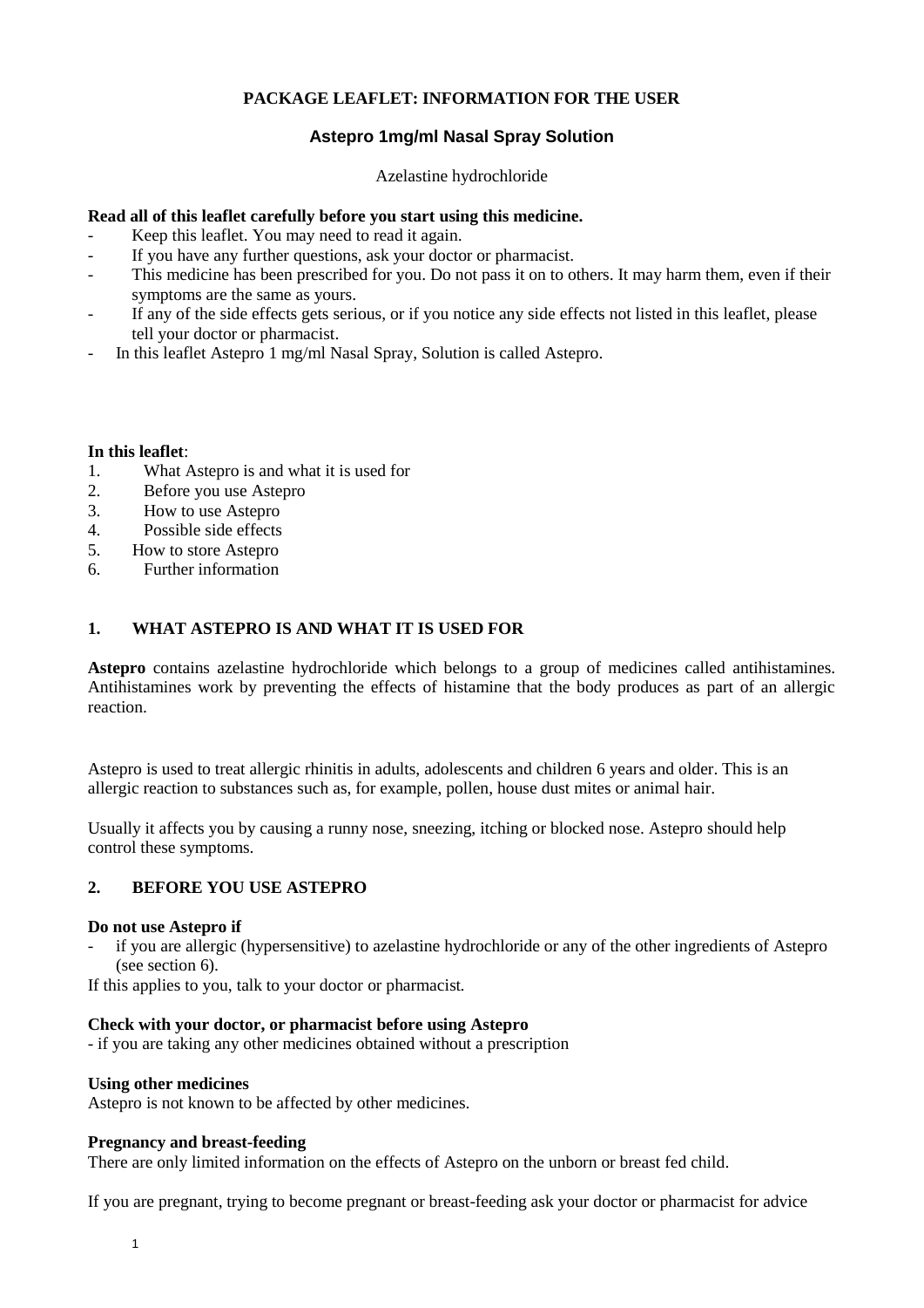**PACKAGE LEAFLET: INFORMATION FOR THE USER**

# Astepro 1mg/ml Nasal Spray Solution

Azelastine hydrochloride

**Read all of this leaflet carefully before you start using this medicine.**

- Keep this leaflet. You may need to read it again.
- If you have any further questions, ask your doctor or pharmacist.
- This medicine has been prescribed for you. Do not pass it on to others. It may harm them, even if their symptoms are the same as yours.
- If any of the side effects gets serious, or if you notice any side effects not listed in this leaflet, please tell your doctor or pharmacist.
- In this leaflet Astepro 1 mg/ml Nasal Spray, Solution is called Astepro.

**In this leaflet**:

1. What Astepro is and what it is used for
2. Before you use Astepro
3. How to use Astepro
4. Possible side effects
5. How to store Astepro
6. Further information

## 1. WHAT ASTEPRO IS AND WHAT IT IS USED FOR

**Astepro** contains azelastine hydrochloride which belongs to a group of medicines called antihistamines. Antihistamines work by preventing the effects of histamine that the body produces as part of an allergic reaction.

Astepro is used to treat allergic rhinitis in adults, adolescents and children 6 years and older. This is an allergic reaction to substances such as, for example, pollen, house dust mites or animal hair.

Usually it affects you by causing a runny nose, sneezing, itching or blocked nose. Astepro should help control these symptoms.

## 2. BEFORE YOU USE ASTEPRO

**Do not use Astepro if**

- if you are allergic (hypersensitive) to azelastine hydrochloride or any of the other ingredients of Astepro (see section 6).

If this applies to you, talk to your doctor or pharmacist.

**Check with your doctor, or pharmacist before using Astepro**

- if you are taking any other medicines obtained without a prescription

**Using other medicines**

Astepro is not known to be affected by other medicines.

**Pregnancy and breast-feeding**

There are only limited information on the effects of Astepro on the unborn or breast fed child.

If you are pregnant, trying to become pregnant or breast-feeding ask your doctor or pharmacist for advice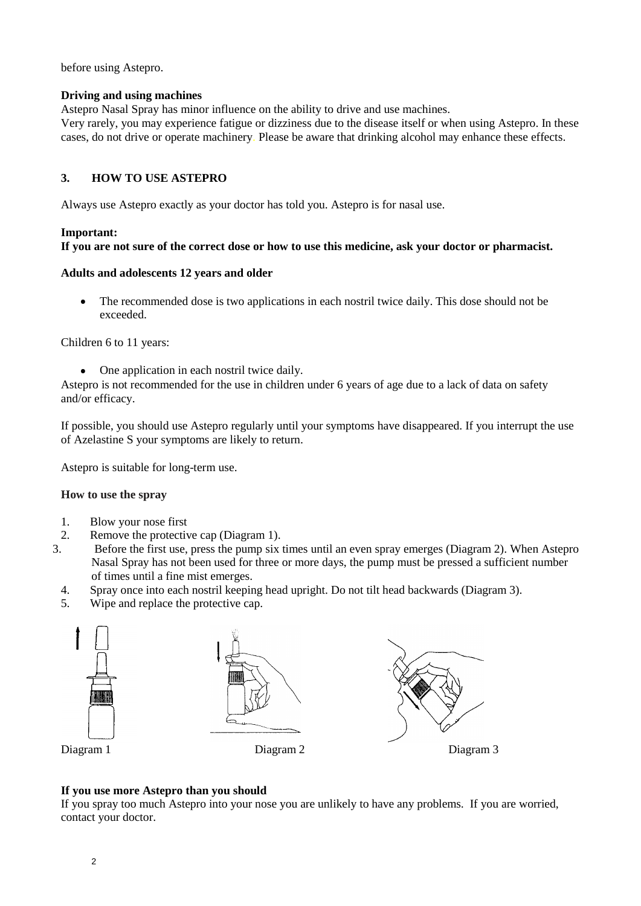before using Astepro.

**Driving and using machines**

Astepro Nasal Spray has minor influence on the ability to drive and use machines.
Very rarely, you may experience fatigue or dizziness due to the disease itself or when using Astepro. In these cases, do not drive or operate machinery. Please be aware that drinking alcohol may enhance these effects.

## 3. HOW TO USE ASTEPRO

Always use Astepro exactly as your doctor has told you. Astepro is for nasal use.

**Important:**
**If you are not sure of the correct dose or how to use this medicine, ask your doctor or pharmacist.**

**Adults and adolescents 12 years and older**

- The recommended dose is two applications in each nostril twice daily. This dose should not be exceeded.

Children 6 to 11 years:

- One application in each nostril twice daily.

Astepro is not recommended for the use in children under 6 years of age due to a lack of data on safety and/or efficacy.

If possible, you should use Astepro regularly until your symptoms have disappeared. If you interrupt the use of Azelastine S your symptoms are likely to return.

Astepro is suitable for long-term use.

**How to use the spray**

1. Blow your nose first
2. Remove the protective cap (Diagram 1).
3. Before the first use, press the pump six times until an even spray emerges (Diagram 2). When Astepro Nasal Spray has not been used for three or more days, the pump must be pressed a sufficient number of times until a fine mist emerges.
4. Spray once into each nostril keeping head upright. Do not tilt head backwards (Diagram 3).
5. Wipe and replace the protective cap.

Diagram 1 Diagram 2 Diagram 3

**If you use more Astepro than you should**

If you spray too much Astepro into your nose you are unlikely to have any problems. If you are worried, contact your doctor.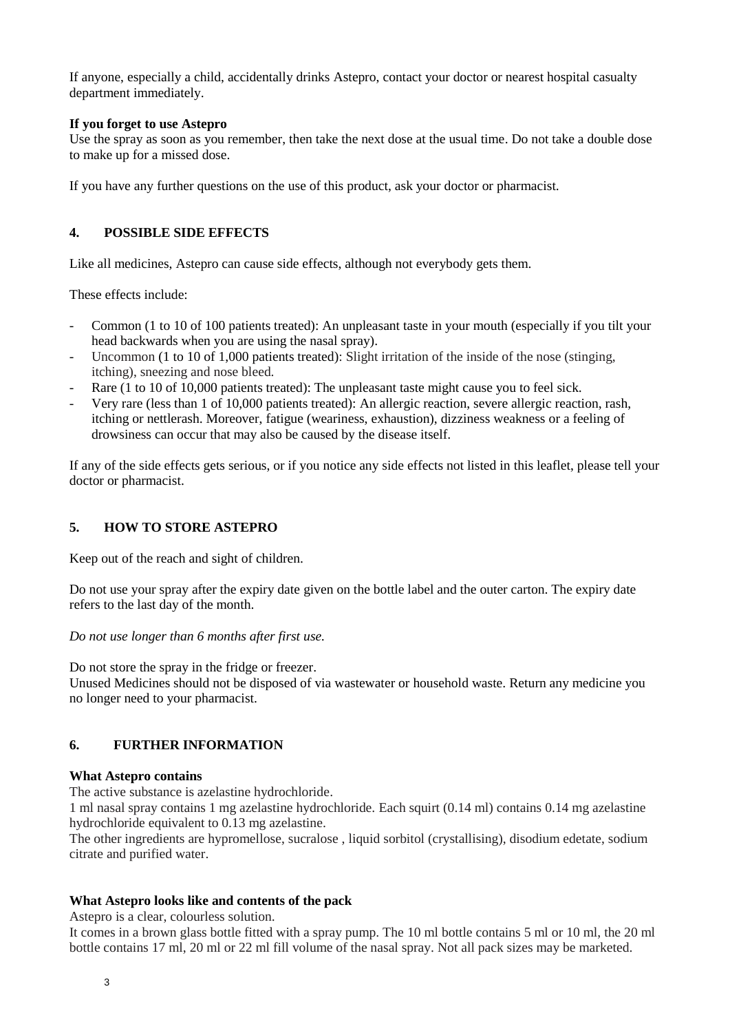If anyone, especially a child, accidentally drinks Astepro, contact your doctor or nearest hospital casualty department immediately.

**If you forget to use Astepro**

Use the spray as soon as you remember, then take the next dose at the usual time. Do not take a double dose to make up for a missed dose.

If you have any further questions on the use of this product, ask your doctor or pharmacist.

## 4. POSSIBLE SIDE EFFECTS

Like all medicines, Astepro can cause side effects, although not everybody gets them.

These effects include:

- Common (1 to 10 of 100 patients treated): An unpleasant taste in your mouth (especially if you tilt your head backwards when you are using the nasal spray).
- Uncommon (1 to 10 of 1,000 patients treated): Slight irritation of the inside of the nose (stinging, itching), sneezing and nose bleed.
- Rare (1 to 10 of 10,000 patients treated): The unpleasant taste might cause you to feel sick.
- Very rare (less than 1 of 10,000 patients treated): An allergic reaction, severe allergic reaction, rash, itching or nettlerash. Moreover, fatigue (weariness, exhaustion), dizziness weakness or a feeling of drowsiness can occur that may also be caused by the disease itself.

If any of the side effects gets serious, or if you notice any side effects not listed in this leaflet, please tell your doctor or pharmacist.

## 5. HOW TO STORE ASTEPRO

Keep out of the reach and sight of children.

Do not use your spray after the expiry date given on the bottle label and the outer carton. The expiry date refers to the last day of the month.

*Do not use longer than 6 months after first use.*

Do not store the spray in the fridge or freezer.
Unused Medicines should not be disposed of via wastewater or household waste. Return any medicine you no longer need to your pharmacist.

## 6. FURTHER INFORMATION

**What Astepro contains**

The active substance is azelastine hydrochloride.
1 ml nasal spray contains 1 mg azelastine hydrochloride. Each squirt (0.14 ml) contains 0.14 mg azelastine hydrochloride equivalent to 0.13 mg azelastine.
The other ingredients are hypromellose, sucralose , liquid sorbitol (crystallising), disodium edetate, sodium citrate and purified water.

**What Astepro looks like and contents of the pack**

Astepro is a clear, colourless solution.
It comes in a brown glass bottle fitted with a spray pump. The 10 ml bottle contains 5 ml or 10 ml, the 20 ml bottle contains 17 ml, 20 ml or 22 ml fill volume of the nasal spray. Not all pack sizes may be marketed.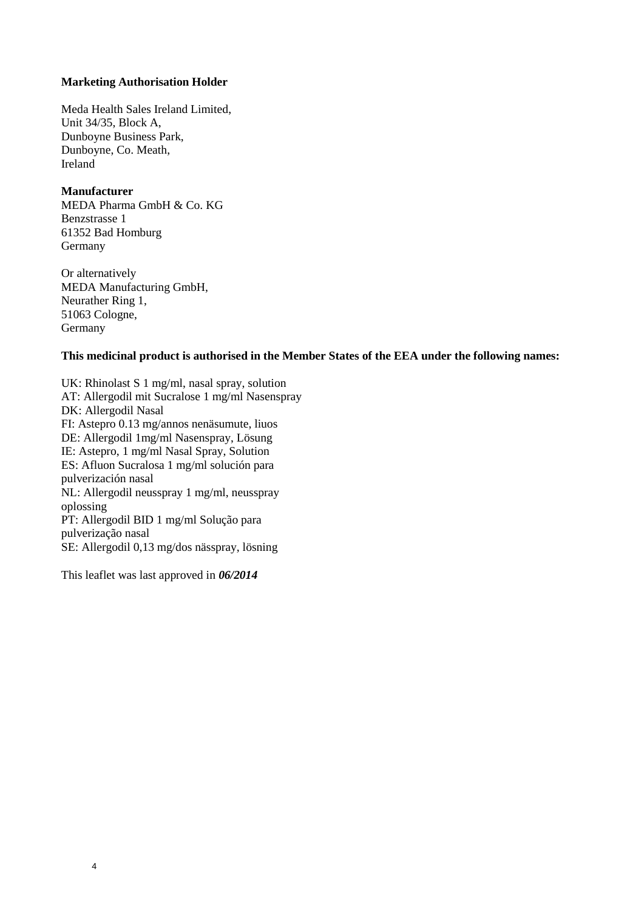**Marketing Authorisation Holder**

Meda Health Sales Ireland Limited,
Unit 34/35, Block A,
Dunboyne Business Park,
Dunboyne, Co. Meath,
Ireland

**Manufacturer**
MEDA Pharma GmbH & Co. KG
Benzstrasse 1
61352 Bad Homburg
Germany

Or alternatively
MEDA Manufacturing GmbH,
Neurather Ring 1,
51063 Cologne,
Germany

**This medicinal product is authorised in the Member States of the EEA under the following names:**

UK: Rhinolast S 1 mg/ml, nasal spray, solution
AT: Allergodil mit Sucralose 1 mg/ml Nasenspray
DK: Allergodil Nasal
FI: Astepro 0.13 mg/annos nenäsumute, liuos
DE: Allergodil 1mg/ml Nasenspray, Lösung
IE: Astepro, 1 mg/ml Nasal Spray, Solution
ES: Afluon Sucralosa 1 mg/ml solución para pulverización nasal
NL: Allergodil neusspray 1 mg/ml, neusspray oplossing
PT: Allergodil BID 1 mg/ml Solução para pulverização nasal
SE: Allergodil 0,13 mg/dos nässpray, lösning

This leaflet was last approved in ***06/2014***